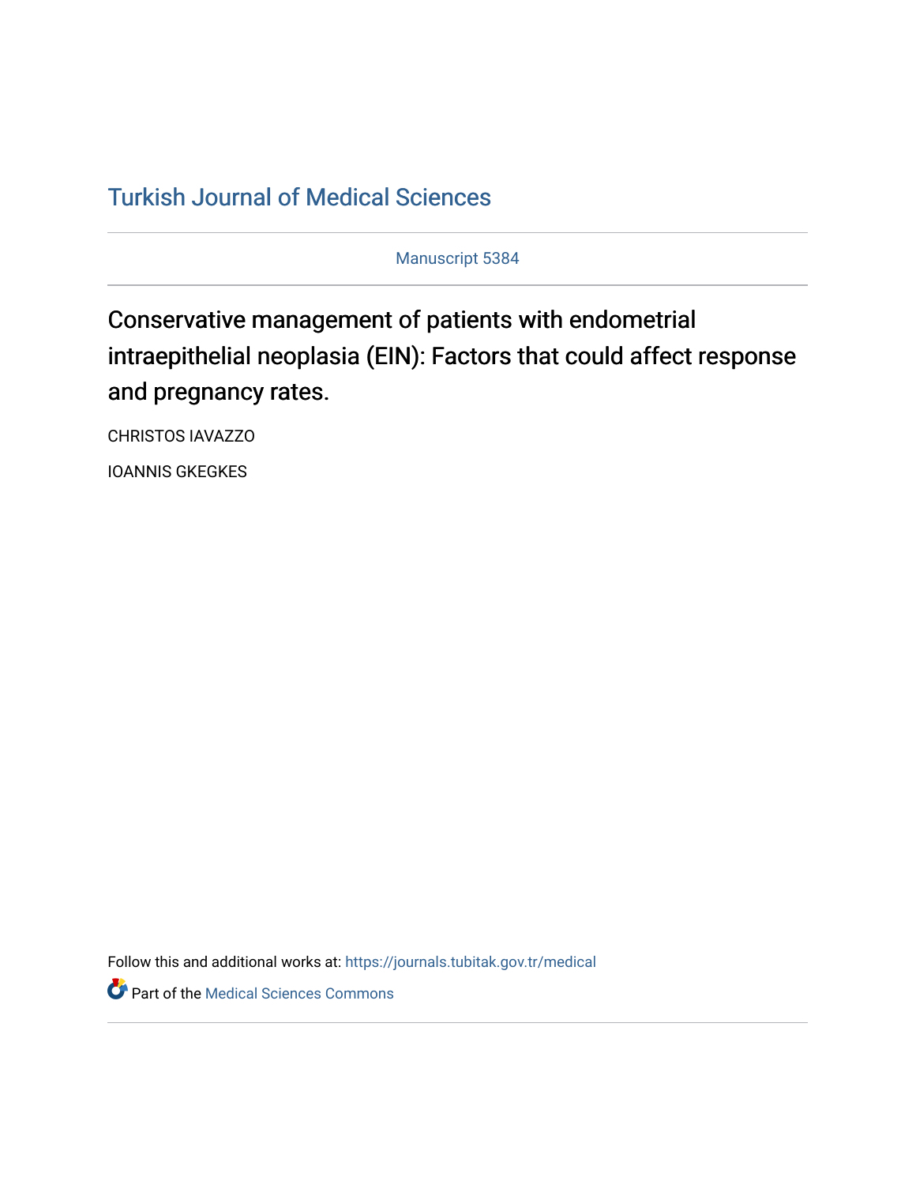[Turkish Journal of Medical Sciences](https://journals.tubitak.gov.tr/medical)

Manuscript 5384

# Conservative management of patients with endometrial intraepithelial neoplasia (EIN): Factors that could affect response and pregnancy rates.

CHRISTOS IAVAZZO

IOANNIS GKEGKES

Follow this and additional works at: https://journals.tubitak.gov.tr/medical

Part of the Medical Sciences Commons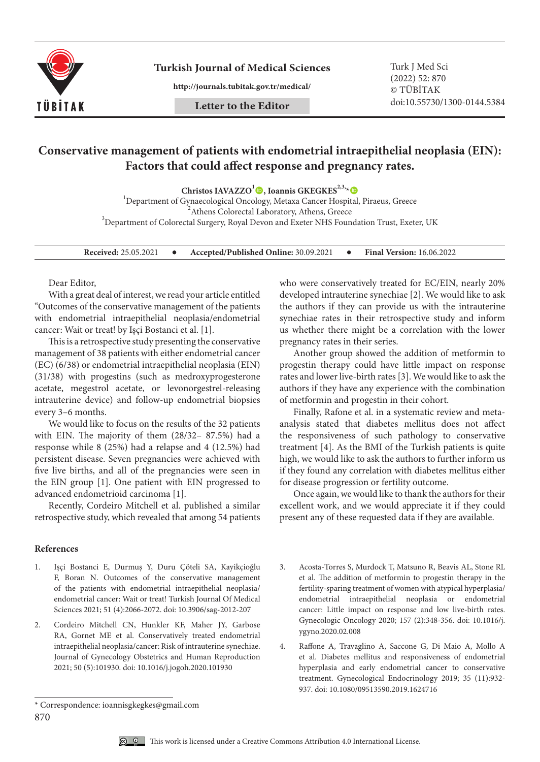Letter to the Editor

# Conservative management of patients with endometrial intraepithelial neoplasia (EIN): Factors that could affect response and pregnancy rates.

**Christos IAVAZZO[1], Ioannis GKEGKES[2,3,*]**

[1]Department of Gynaecological Oncology, Metaxa Cancer Hospital, Piraeus, Greece
[2]Athens Colorectal Laboratory, Athens, Greece
[3]Department of Colorectal Surgery, Royal Devon and Exeter NHS Foundation Trust, Exeter, UK

**Received:** 25.05.2021 • **Accepted/Published Online:** 30.09.2021 • **Final Version:** 16.06.2022

Dear Editor,

With a great deal of interest, we read your article entitled "Outcomes of the conservative management of the patients with endometrial intraepithelial neoplasia/endometrial cancer: Wait or treat! by Işçi Bostanci et al. [1].

This is a retrospective study presenting the conservative management of 38 patients with either endometrial cancer (EC) (6/38) or endometrial intraepithelial neoplasia (EIN) (31/38) with progestins (such as medroxyprogesterone acetate, megestrol acetate, or levonorgestrel-releasing intrauterine device) and follow-up endometrial biopsies every 3–6 months.

We would like to focus on the results of the 32 patients with EIN. The majority of them (28/32– 87.5%) had a response while 8 (25%) had a relapse and 4 (12.5%) had persistent disease. Seven pregnancies were achieved with five live births, and all of the pregnancies were seen in the EIN group [1]. One patient with EIN progressed to advanced endometrioid carcinoma [1].

Recently, Cordeiro Mitchell et al. published a similar retrospective study, which revealed that among 54 patients who were conservatively treated for EC/EIN, nearly 20% developed intrauterine synechiae [2]. We would like to ask the authors if they can provide us with the intrauterine synechiae rates in their retrospective study and inform us whether there might be a correlation with the lower pregnancy rates in their series.

Another group showed the addition of metformin to progestin therapy could have little impact on response rates and lower live-birth rates [3]. We would like to ask the authors if they have any experience with the combination of metformin and progestin in their cohort.

Finally, Rafone et al. in a systematic review and meta-analysis stated that diabetes mellitus does not affect the responsiveness of such pathology to conservative treatment [4]. As the BMI of the Turkish patients is quite high, we would like to ask the authors to further inform us if they found any correlation with diabetes mellitus either for disease progression or fertility outcome.

Once again, we would like to thank the authors for their excellent work, and we would appreciate it if they could present any of these requested data if they are available.

## References

1. Işçi Bostanci E, Durmuş Y, Duru Çöteli SA, Kayikçioğlu F, Boran N. Outcomes of the conservative management of the patients with endometrial intraepithelial neoplasia/ endometrial cancer: Wait or treat! Turkish Journal Of Medical Sciences 2021; 51 (4):2066-2072. doi: 10.3906/sag-2012-207
2. Cordeiro Mitchell CN, Hunkler KF, Maher JY, Garbose RA, Gornet ME et al. Conservatively treated endometrial intraepithelial neoplasia/cancer: Risk of intrauterine synechiae. Journal of Gynecology Obstetrics and Human Reproduction 2021; 50 (5):101930. doi: 10.1016/j.jogoh.2020.101930
3. Acosta-Torres S, Murdock T, Matsuno R, Beavis AL, Stone RL et al. The addition of metformin to progestin therapy in the fertility-sparing treatment of women with atypical hyperplasia/ endometrial intraepithelial neoplasia or endometrial cancer: Little impact on response and low live-birth rates. Gynecologic Oncology 2020; 157 (2):348-356. doi: 10.1016/j.ygyno.2020.02.008
4. Raffone A, Travaglino A, Saccone G, Di Maio A, Mollo A et al. Diabetes mellitus and responsiveness of endometrial hyperplasia and early endometrial cancer to conservative treatment. Gynecological Endocrinology 2019; 35 (11):932-937. doi: 10.1080/09513590.2019.1624716

\* Correspondence: ioannisgkegkes@gmail.com

This work is licensed under a Creative Commons Attribution 4.0 International License.